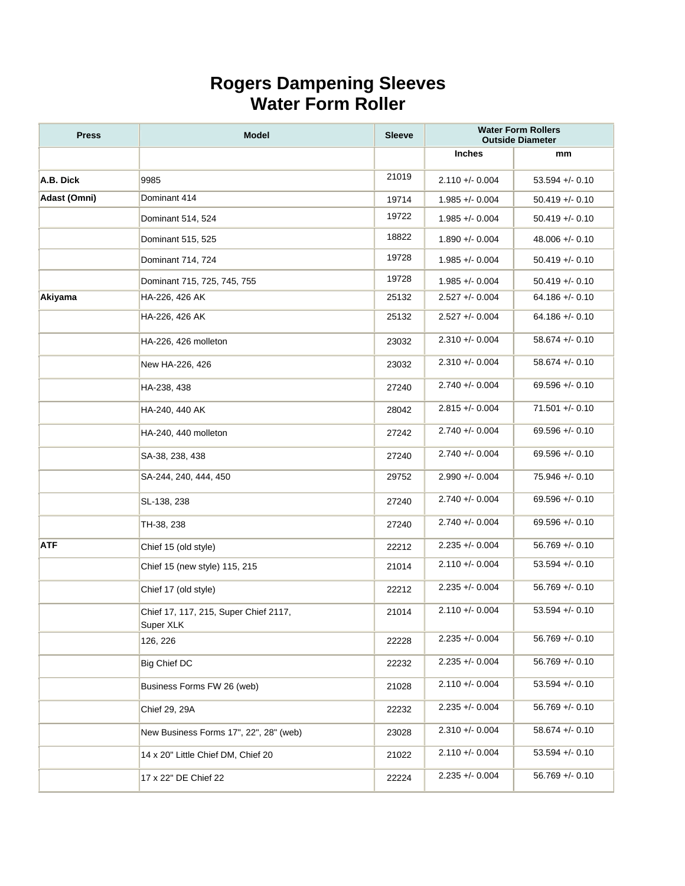# Rogers Dampening Sleeves
# Water Form Roller

| Press | Model | Sleeve | Water Form Rollers Outside Diameter | |
|---|---|---|---|---|
| | | | Inches | mm |
| **A.B. Dick** | 9985 | 21019 | 2.110 +/- 0.004 | 53.594 +/- 0.10 |
| **Adast (Omni)** | Dominant 414 | 19714 | 1.985 +/- 0.004 | 50.419 +/- 0.10 |
| | Dominant 514, 524 | 19722 | 1.985 +/- 0.004 | 50.419 +/- 0.10 |
| | Dominant 515, 525 | 18822 | 1.890 +/- 0.004 | 48.006 +/- 0.10 |
| | Dominant 714, 724 | 19728 | 1.985 +/- 0.004 | 50.419 +/- 0.10 |
| | Dominant 715, 725, 745, 755 | 19728 | 1.985 +/- 0.004 | 50.419 +/- 0.10 |
| **Akiyama** | HA-226, 426 AK | 25132 | 2.527 +/- 0.004 | 64.186 +/- 0.10 |
| | HA-226, 426 AK | 25132 | 2.527 +/- 0.004 | 64.186 +/- 0.10 |
| | HA-226, 426 molleton | 23032 | 2.310 +/- 0.004 | 58.674 +/- 0.10 |
| | New HA-226, 426 | 23032 | 2.310 +/- 0.004 | 58.674 +/- 0.10 |
| | HA-238, 438 | 27240 | 2.740 +/- 0.004 | 69.596 +/- 0.10 |
| | HA-240, 440 AK | 28042 | 2.815 +/- 0.004 | 71.501 +/- 0.10 |
| | HA-240, 440 molleton | 27242 | 2.740 +/- 0.004 | 69.596 +/- 0.10 |
| | SA-38, 238, 438 | 27240 | 2.740 +/- 0.004 | 69.596 +/- 0.10 |
| | SA-244, 240, 444, 450 | 29752 | 2.990 +/- 0.004 | 75.946 +/- 0.10 |
| | SL-138, 238 | 27240 | 2.740 +/- 0.004 | 69.596 +/- 0.10 |
| | TH-38, 238 | 27240 | 2.740 +/- 0.004 | 69.596 +/- 0.10 |
| **ATF** | Chief 15 (old style) | 22212 | 2.235 +/- 0.004 | 56.769 +/- 0.10 |
| | Chief 15 (new style) 115, 215 | 21014 | 2.110 +/- 0.004 | 53.594 +/- 0.10 |
| | Chief 17 (old style) | 22212 | 2.235 +/- 0.004 | 56.769 +/- 0.10 |
| | Chief 17, 117, 215, Super Chief 2117, Super XLK | 21014 | 2.110 +/- 0.004 | 53.594 +/- 0.10 |
| | 126, 226 | 22228 | 2.235 +/- 0.004 | 56.769 +/- 0.10 |
| | Big Chief DC | 22232 | 2.235 +/- 0.004 | 56.769 +/- 0.10 |
| | Business Forms FW 26 (web) | 21028 | 2.110 +/- 0.004 | 53.594 +/- 0.10 |
| | Chief 29, 29A | 22232 | 2.235 +/- 0.004 | 56.769 +/- 0.10 |
| | New Business Forms 17", 22", 28" (web) | 23028 | 2.310 +/- 0.004 | 58.674 +/- 0.10 |
| | 14 x 20" Little Chief DM, Chief 20 | 21022 | 2.110 +/- 0.004 | 53.594 +/- 0.10 |
| | 17 x 22" DE Chief 22 | 22224 | 2.235 +/- 0.004 | 56.769 +/- 0.10 |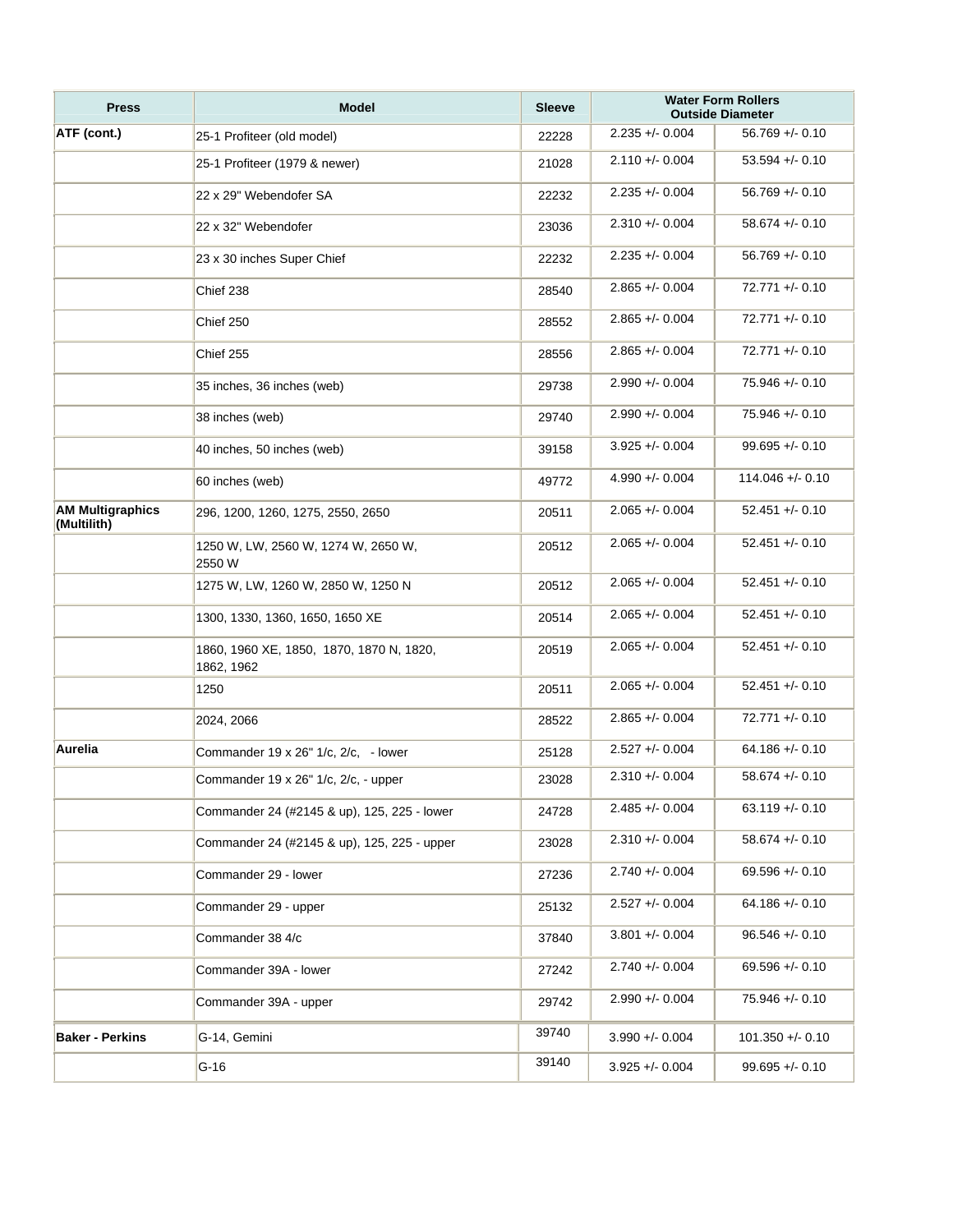| Press | Model | Sleeve | Water Form Rollers Outside Diameter | |
|---|---|---|---|---|
| ATF (cont.) | 25-1 Profiteer (old model) | 22228 | 2.235 +/- 0.004 | 56.769 +/- 0.10 |
| | 25-1 Profiteer (1979 & newer) | 21028 | 2.110 +/- 0.004 | 53.594 +/- 0.10 |
| | 22 x 29" Webendofer SA | 22232 | 2.235 +/- 0.004 | 56.769 +/- 0.10 |
| | 22 x 32" Webendofer | 23036 | 2.310 +/- 0.004 | 58.674 +/- 0.10 |
| | 23 x 30 inches Super Chief | 22232 | 2.235 +/- 0.004 | 56.769 +/- 0.10 |
| | Chief 238 | 28540 | 2.865 +/- 0.004 | 72.771 +/- 0.10 |
| | Chief 250 | 28552 | 2.865 +/- 0.004 | 72.771 +/- 0.10 |
| | Chief 255 | 28556 | 2.865 +/- 0.004 | 72.771 +/- 0.10 |
| | 35 inches, 36 inches (web) | 29738 | 2.990 +/- 0.004 | 75.946 +/- 0.10 |
| | 38 inches (web) | 29740 | 2.990 +/- 0.004 | 75.946 +/- 0.10 |
| | 40 inches, 50 inches (web) | 39158 | 3.925 +/- 0.004 | 99.695 +/- 0.10 |
| | 60 inches (web) | 49772 | 4.990 +/- 0.004 | 114.046 +/- 0.10 |
| AM Multigraphics (Multilith) | 296, 1200, 1260, 1275, 2550, 2650 | 20511 | 2.065 +/- 0.004 | 52.451 +/- 0.10 |
| | 1250 W, LW, 2560 W, 1274 W, 2650 W, 2550 W | 20512 | 2.065 +/- 0.004 | 52.451 +/- 0.10 |
| | 1275 W, LW, 1260 W, 2850 W, 1250 N | 20512 | 2.065 +/- 0.004 | 52.451 +/- 0.10 |
| | 1300, 1330, 1360, 1650, 1650 XE | 20514 | 2.065 +/- 0.004 | 52.451 +/- 0.10 |
| | 1860, 1960 XE, 1850, 1870, 1870 N, 1820, 1862, 1962 | 20519 | 2.065 +/- 0.004 | 52.451 +/- 0.10 |
| | 1250 | 20511 | 2.065 +/- 0.004 | 52.451 +/- 0.10 |
| | 2024, 2066 | 28522 | 2.865 +/- 0.004 | 72.771 +/- 0.10 |
| Aurelia | Commander 19 x 26" 1/c, 2/c, - lower | 25128 | 2.527 +/- 0.004 | 64.186 +/- 0.10 |
| | Commander 19 x 26" 1/c, 2/c, - upper | 23028 | 2.310 +/- 0.004 | 58.674 +/- 0.10 |
| | Commander 24 (#2145 & up), 125, 225 - lower | 24728 | 2.485 +/- 0.004 | 63.119 +/- 0.10 |
| | Commander 24 (#2145 & up), 125, 225 - upper | 23028 | 2.310 +/- 0.004 | 58.674 +/- 0.10 |
| | Commander 29 - lower | 27236 | 2.740 +/- 0.004 | 69.596 +/- 0.10 |
| | Commander 29 - upper | 25132 | 2.527 +/- 0.004 | 64.186 +/- 0.10 |
| | Commander 38 4/c | 37840 | 3.801 +/- 0.004 | 96.546 +/- 0.10 |
| | Commander 39A - lower | 27242 | 2.740 +/- 0.004 | 69.596 +/- 0.10 |
| | Commander 39A - upper | 29742 | 2.990 +/- 0.004 | 75.946 +/- 0.10 |
| Baker - Perkins | G-14, Gemini | 39740 | 3.990 +/- 0.004 | 101.350 +/- 0.10 |
| | G-16 | 39140 | 3.925 +/- 0.004 | 99.695 +/- 0.10 |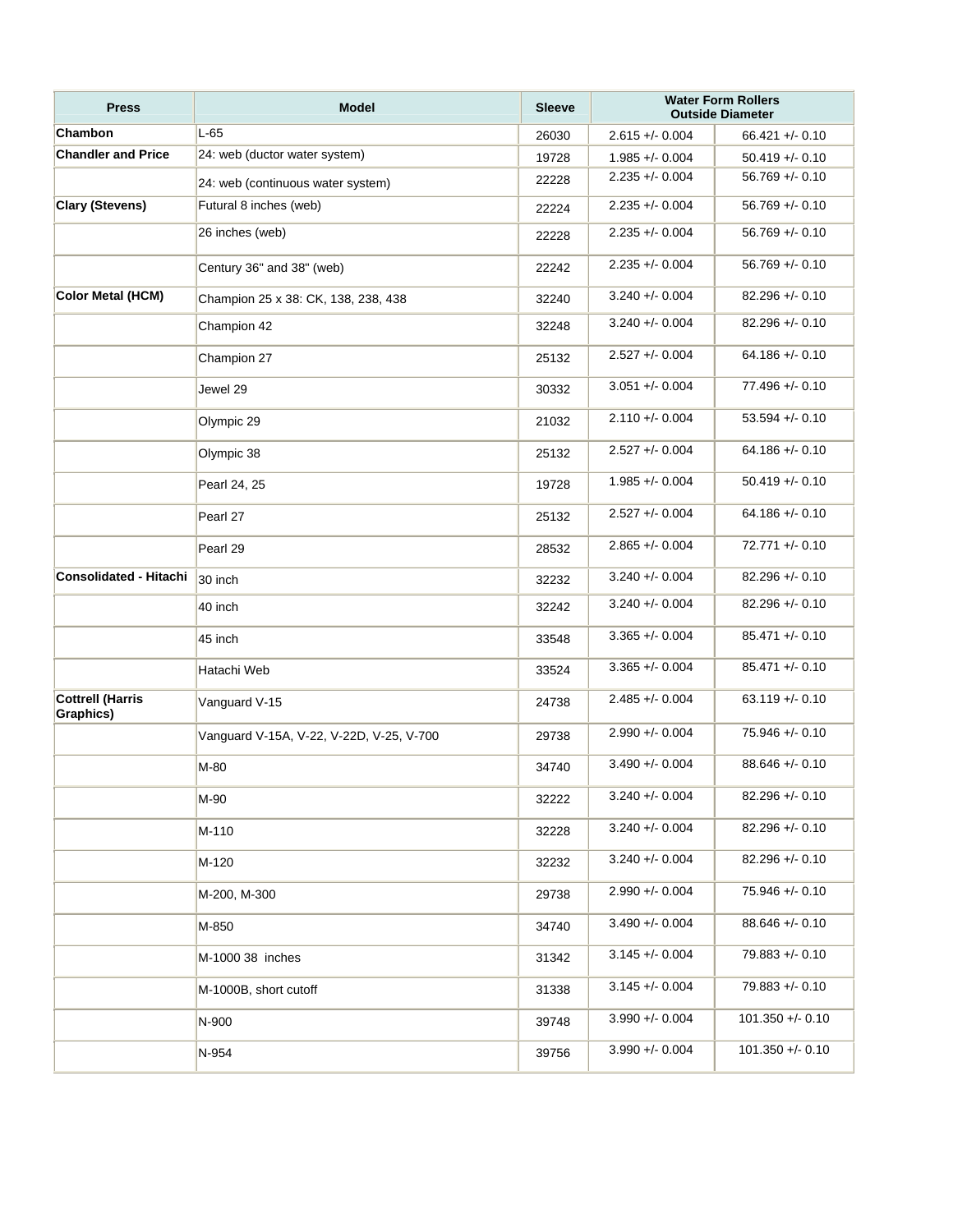| Press | Model | Sleeve | Water Form Rollers Outside Diameter | |
|---|---|---|---|---|
| **Chambon** | L-65 | 26030 | 2.615 +/- 0.004 | 66.421 +/- 0.10 |
| **Chandler and Price** | 24: web (ductor water system) | 19728 | 1.985 +/- 0.004 | 50.419 +/- 0.10 |
| | 24: web (continuous water system) | 22228 | 2.235 +/- 0.004 | 56.769 +/- 0.10 |
| **Clary (Stevens)** | Futural 8 inches (web) | 22224 | 2.235 +/- 0.004 | 56.769 +/- 0.10 |
| | 26 inches (web) | 22228 | 2.235 +/- 0.004 | 56.769 +/- 0.10 |
| | Century 36" and 38" (web) | 22242 | 2.235 +/- 0.004 | 56.769 +/- 0.10 |
| **Color Metal (HCM)** | Champion 25 x 38: CK, 138, 238, 438 | 32240 | 3.240 +/- 0.004 | 82.296 +/- 0.10 |
| | Champion 42 | 32248 | 3.240 +/- 0.004 | 82.296 +/- 0.10 |
| | Champion 27 | 25132 | 2.527 +/- 0.004 | 64.186 +/- 0.10 |
| | Jewel 29 | 30332 | 3.051 +/- 0.004 | 77.496 +/- 0.10 |
| | Olympic 29 | 21032 | 2.110 +/- 0.004 | 53.594 +/- 0.10 |
| | Olympic 38 | 25132 | 2.527 +/- 0.004 | 64.186 +/- 0.10 |
| | Pearl 24, 25 | 19728 | 1.985 +/- 0.004 | 50.419 +/- 0.10 |
| | Pearl 27 | 25132 | 2.527 +/- 0.004 | 64.186 +/- 0.10 |
| | Pearl 29 | 28532 | 2.865 +/- 0.004 | 72.771 +/- 0.10 |
| **Consolidated - Hitachi** | 30 inch | 32232 | 3.240 +/- 0.004 | 82.296 +/- 0.10 |
| | 40 inch | 32242 | 3.240 +/- 0.004 | 82.296 +/- 0.10 |
| | 45 inch | 33548 | 3.365 +/- 0.004 | 85.471 +/- 0.10 |
| | Hatachi Web | 33524 | 3.365 +/- 0.004 | 85.471 +/- 0.10 |
| **Cottrell (Harris Graphics)** | Vanguard V-15 | 24738 | 2.485 +/- 0.004 | 63.119 +/- 0.10 |
| | Vanguard V-15A, V-22, V-22D, V-25, V-700 | 29738 | 2.990 +/- 0.004 | 75.946 +/- 0.10 |
| | M-80 | 34740 | 3.490 +/- 0.004 | 88.646 +/- 0.10 |
| | M-90 | 32222 | 3.240 +/- 0.004 | 82.296 +/- 0.10 |
| | M-110 | 32228 | 3.240 +/- 0.004 | 82.296 +/- 0.10 |
| | M-120 | 32232 | 3.240 +/- 0.004 | 82.296 +/- 0.10 |
| | M-200, M-300 | 29738 | 2.990 +/- 0.004 | 75.946 +/- 0.10 |
| | M-850 | 34740 | 3.490 +/- 0.004 | 88.646 +/- 0.10 |
| | M-1000 38 inches | 31342 | 3.145 +/- 0.004 | 79.883 +/- 0.10 |
| | M-1000B, short cutoff | 31338 | 3.145 +/- 0.004 | 79.883 +/- 0.10 |
| | N-900 | 39748 | 3.990 +/- 0.004 | 101.350 +/- 0.10 |
| | N-954 | 39756 | 3.990 +/- 0.004 | 101.350 +/- 0.10 |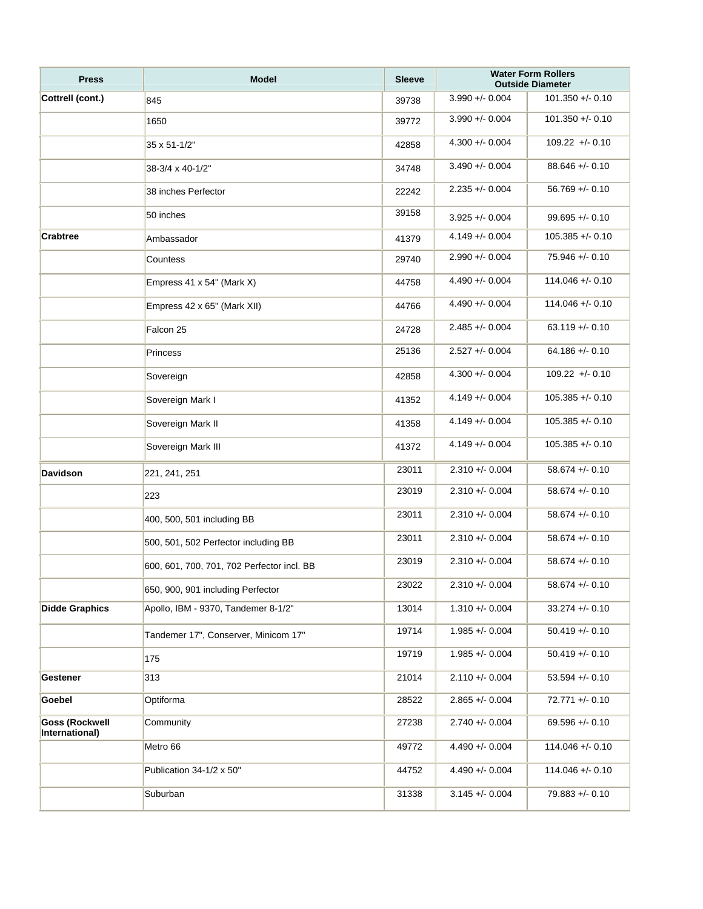| Press | Model | Sleeve | Water Form Rollers Outside Diameter | |
|---|---|---|---|---|
| **Cottrell (cont.)** | 845 | 39738 | 3.990 +/- 0.004 | 101.350 +/- 0.10 |
| | 1650 | 39772 | 3.990 +/- 0.004 | 101.350 +/- 0.10 |
| | 35 x 51-1/2" | 42858 | 4.300 +/- 0.004 | 109.22 +/- 0.10 |
| | 38-3/4 x 40-1/2" | 34748 | 3.490 +/- 0.004 | 88.646 +/- 0.10 |
| | 38 inches Perfector | 22242 | 2.235 +/- 0.004 | 56.769 +/- 0.10 |
| | 50 inches | 39158 | 3.925 +/- 0.004 | 99.695 +/- 0.10 |
| **Crabtree** | Ambassador | 41379 | 4.149 +/- 0.004 | 105.385 +/- 0.10 |
| | Countess | 29740 | 2.990 +/- 0.004 | 75.946 +/- 0.10 |
| | Empress 41 x 54" (Mark X) | 44758 | 4.490 +/- 0.004 | 114.046 +/- 0.10 |
| | Empress 42 x 65" (Mark XII) | 44766 | 4.490 +/- 0.004 | 114.046 +/- 0.10 |
| | Falcon 25 | 24728 | 2.485 +/- 0.004 | 63.119 +/- 0.10 |
| | Princess | 25136 | 2.527 +/- 0.004 | 64.186 +/- 0.10 |
| | Sovereign | 42858 | 4.300 +/- 0.004 | 109.22 +/- 0.10 |
| | Sovereign Mark I | 41352 | 4.149 +/- 0.004 | 105.385 +/- 0.10 |
| | Sovereign Mark II | 41358 | 4.149 +/- 0.004 | 105.385 +/- 0.10 |
| | Sovereign Mark III | 41372 | 4.149 +/- 0.004 | 105.385 +/- 0.10 |
| **Davidson** | 221, 241, 251 | 23011 | 2.310 +/- 0.004 | 58.674 +/- 0.10 |
| | 223 | 23019 | 2.310 +/- 0.004 | 58.674 +/- 0.10 |
| | 400, 500, 501 including BB | 23011 | 2.310 +/- 0.004 | 58.674 +/- 0.10 |
| | 500, 501, 502 Perfector including BB | 23011 | 2.310 +/- 0.004 | 58.674 +/- 0.10 |
| | 600, 601, 700, 701, 702 Perfector incl. BB | 23019 | 2.310 +/- 0.004 | 58.674 +/- 0.10 |
| | 650, 900, 901 including Perfector | 23022 | 2.310 +/- 0.004 | 58.674 +/- 0.10 |
| **Didde Graphics** | Apollo, IBM - 9370, Tandemer 8-1/2" | 13014 | 1.310 +/- 0.004 | 33.274 +/- 0.10 |
| | Tandemer 17", Conserver, Minicom 17" | 19714 | 1.985 +/- 0.004 | 50.419 +/- 0.10 |
| | 175 | 19719 | 1.985 +/- 0.004 | 50.419 +/- 0.10 |
| **Gestener** | 313 | 21014 | 2.110 +/- 0.004 | 53.594 +/- 0.10 |
| **Goebel** | Optiforma | 28522 | 2.865 +/- 0.004 | 72.771 +/- 0.10 |
| **Goss (Rockwell International)** | Community | 27238 | 2.740 +/- 0.004 | 69.596 +/- 0.10 |
| | Metro 66 | 49772 | 4.490 +/- 0.004 | 114.046 +/- 0.10 |
| | Publication 34-1/2 x 50" | 44752 | 4.490 +/- 0.004 | 114.046 +/- 0.10 |
| | Suburban | 31338 | 3.145 +/- 0.004 | 79.883 +/- 0.10 |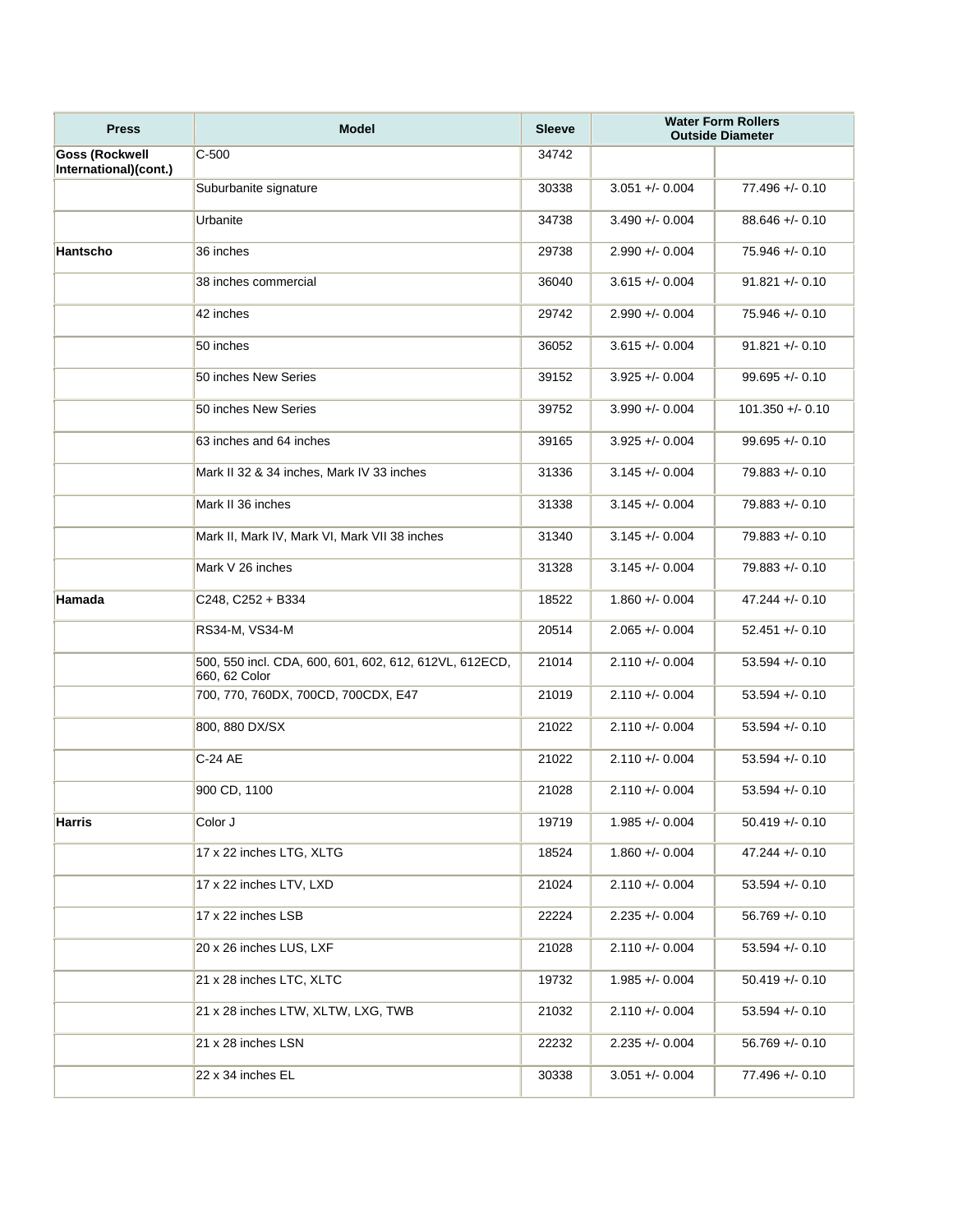| Press | Model | Sleeve | Water Form Rollers Outside Diameter | |
|---|---|---|---|---|
| **Goss (Rockwell International)(cont.)** | C-500 | 34742 | | |
| | Suburbanite signature | 30338 | 3.051 +/- 0.004 | 77.496 +/- 0.10 |
| | Urbanite | 34738 | 3.490 +/- 0.004 | 88.646 +/- 0.10 |
| **Hantscho** | 36 inches | 29738 | 2.990 +/- 0.004 | 75.946 +/- 0.10 |
| | 38 inches commercial | 36040 | 3.615 +/- 0.004 | 91.821 +/- 0.10 |
| | 42 inches | 29742 | 2.990 +/- 0.004 | 75.946 +/- 0.10 |
| | 50 inches | 36052 | 3.615 +/- 0.004 | 91.821 +/- 0.10 |
| | 50 inches New Series | 39152 | 3.925 +/- 0.004 | 99.695 +/- 0.10 |
| | 50 inches New Series | 39752 | 3.990 +/- 0.004 | 101.350 +/- 0.10 |
| | 63 inches and 64 inches | 39165 | 3.925 +/- 0.004 | 99.695 +/- 0.10 |
| | Mark II 32 & 34 inches, Mark IV 33 inches | 31336 | 3.145 +/- 0.004 | 79.883 +/- 0.10 |
| | Mark II 36 inches | 31338 | 3.145 +/- 0.004 | 79.883 +/- 0.10 |
| | Mark II, Mark IV, Mark VI, Mark VII 38 inches | 31340 | 3.145 +/- 0.004 | 79.883 +/- 0.10 |
| | Mark V 26 inches | 31328 | 3.145 +/- 0.004 | 79.883 +/- 0.10 |
| **Hamada** | C248, C252 + B334 | 18522 | 1.860 +/- 0.004 | 47.244 +/- 0.10 |
| | RS34-M, VS34-M | 20514 | 2.065 +/- 0.004 | 52.451 +/- 0.10 |
| | 500, 550 incl. CDA, 600, 601, 602, 612, 612VL, 612ECD, 660, 62 Color | 21014 | 2.110 +/- 0.004 | 53.594 +/- 0.10 |
| | 700, 770, 760DX, 700CD, 700CDX, E47 | 21019 | 2.110 +/- 0.004 | 53.594 +/- 0.10 |
| | 800, 880 DX/SX | 21022 | 2.110 +/- 0.004 | 53.594 +/- 0.10 |
| | C-24 AE | 21022 | 2.110 +/- 0.004 | 53.594 +/- 0.10 |
| | 900 CD, 1100 | 21028 | 2.110 +/- 0.004 | 53.594 +/- 0.10 |
| **Harris** | Color J | 19719 | 1.985 +/- 0.004 | 50.419 +/- 0.10 |
| | 17 x 22 inches LTG, XLTG | 18524 | 1.860 +/- 0.004 | 47.244 +/- 0.10 |
| | 17 x 22 inches LTV, LXD | 21024 | 2.110 +/- 0.004 | 53.594 +/- 0.10 |
| | 17 x 22 inches LSB | 22224 | 2.235 +/- 0.004 | 56.769 +/- 0.10 |
| | 20 x 26 inches LUS, LXF | 21028 | 2.110 +/- 0.004 | 53.594 +/- 0.10 |
| | 21 x 28 inches LTC, XLTC | 19732 | 1.985 +/- 0.004 | 50.419 +/- 0.10 |
| | 21 x 28 inches LTW, XLTW, LXG, TWB | 21032 | 2.110 +/- 0.004 | 53.594 +/- 0.10 |
| | 21 x 28 inches LSN | 22232 | 2.235 +/- 0.004 | 56.769 +/- 0.10 |
| | 22 x 34 inches EL | 30338 | 3.051 +/- 0.004 | 77.496 +/- 0.10 |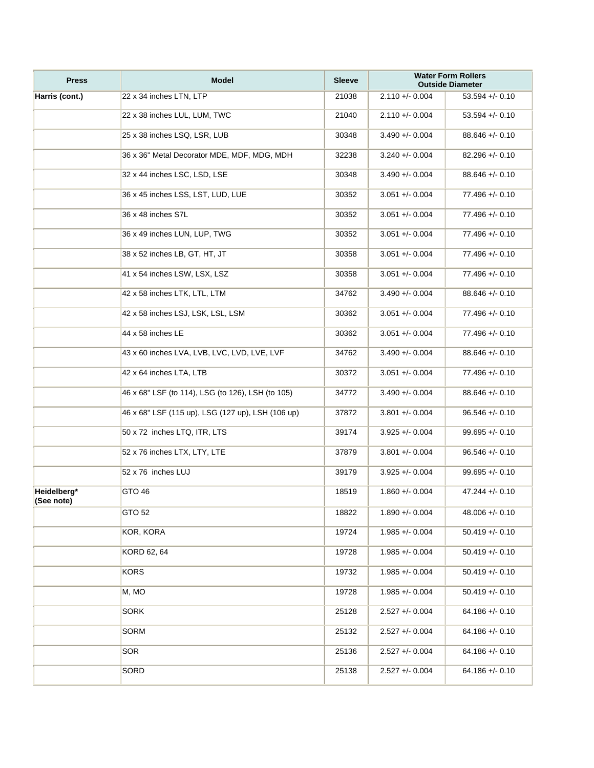| Press | Model | Sleeve | Water Form Rollers Outside Diameter | |
|---|---|---|---|---|
| **Harris (cont.)** | 22 x 34 inches LTN, LTP | 21038 | 2.110 +/- 0.004 | 53.594 +/- 0.10 |
| | 22 x 38 inches LUL, LUM, TWC | 21040 | 2.110 +/- 0.004 | 53.594 +/- 0.10 |
| | 25 x 38 inches LSQ, LSR, LUB | 30348 | 3.490 +/- 0.004 | 88.646 +/- 0.10 |
| | 36 x 36" Metal Decorator MDE, MDF, MDG, MDH | 32238 | 3.240 +/- 0.004 | 82.296 +/- 0.10 |
| | 32 x 44 inches LSC, LSD, LSE | 30348 | 3.490 +/- 0.004 | 88.646 +/- 0.10 |
| | 36 x 45 inches LSS, LST, LUD, LUE | 30352 | 3.051 +/- 0.004 | 77.496 +/- 0.10 |
| | 36 x 48 inches S7L | 30352 | 3.051 +/- 0.004 | 77.496 +/- 0.10 |
| | 36 x 49 inches LUN, LUP, TWG | 30352 | 3.051 +/- 0.004 | 77.496 +/- 0.10 |
| | 38 x 52 inches LB, GT, HT, JT | 30358 | 3.051 +/- 0.004 | 77.496 +/- 0.10 |
| | 41 x 54 inches LSW, LSX, LSZ | 30358 | 3.051 +/- 0.004 | 77.496 +/- 0.10 |
| | 42 x 58 inches LTK, LTL, LTM | 34762 | 3.490 +/- 0.004 | 88.646 +/- 0.10 |
| | 42 x 58 inches LSJ, LSK, LSL, LSM | 30362 | 3.051 +/- 0.004 | 77.496 +/- 0.10 |
| | 44 x 58 inches LE | 30362 | 3.051 +/- 0.004 | 77.496 +/- 0.10 |
| | 43 x 60 inches LVA, LVB, LVC, LVD, LVE, LVF | 34762 | 3.490 +/- 0.004 | 88.646 +/- 0.10 |
| | 42 x 64 inches LTA, LTB | 30372 | 3.051 +/- 0.004 | 77.496 +/- 0.10 |
| | 46 x 68" LSF (to 114), LSG (to 126), LSH (to 105) | 34772 | 3.490 +/- 0.004 | 88.646 +/- 0.10 |
| | 46 x 68" LSF (115 up), LSG (127 up), LSH (106 up) | 37872 | 3.801 +/- 0.004 | 96.546 +/- 0.10 |
| | 50 x 72 inches LTQ, ITR, LTS | 39174 | 3.925 +/- 0.004 | 99.695 +/- 0.10 |
| | 52 x 76 inches LTX, LTY, LTE | 37879 | 3.801 +/- 0.004 | 96.546 +/- 0.10 |
| | 52 x 76 inches LUJ | 39179 | 3.925 +/- 0.004 | 99.695 +/- 0.10 |
| **Heidelberg* (See note)** | GTO 46 | 18519 | 1.860 +/- 0.004 | 47.244 +/- 0.10 |
| | GTO 52 | 18822 | 1.890 +/- 0.004 | 48.006 +/- 0.10 |
| | KOR, KORA | 19724 | 1.985 +/- 0.004 | 50.419 +/- 0.10 |
| | KORD 62, 64 | 19728 | 1.985 +/- 0.004 | 50.419 +/- 0.10 |
| | KORS | 19732 | 1.985 +/- 0.004 | 50.419 +/- 0.10 |
| | M, MO | 19728 | 1.985 +/- 0.004 | 50.419 +/- 0.10 |
| | SORK | 25128 | 2.527 +/- 0.004 | 64.186 +/- 0.10 |
| | SORM | 25132 | 2.527 +/- 0.004 | 64.186 +/- 0.10 |
| | SOR | 25136 | 2.527 +/- 0.004 | 64.186 +/- 0.10 |
| | SORD | 25138 | 2.527 +/- 0.004 | 64.186 +/- 0.10 |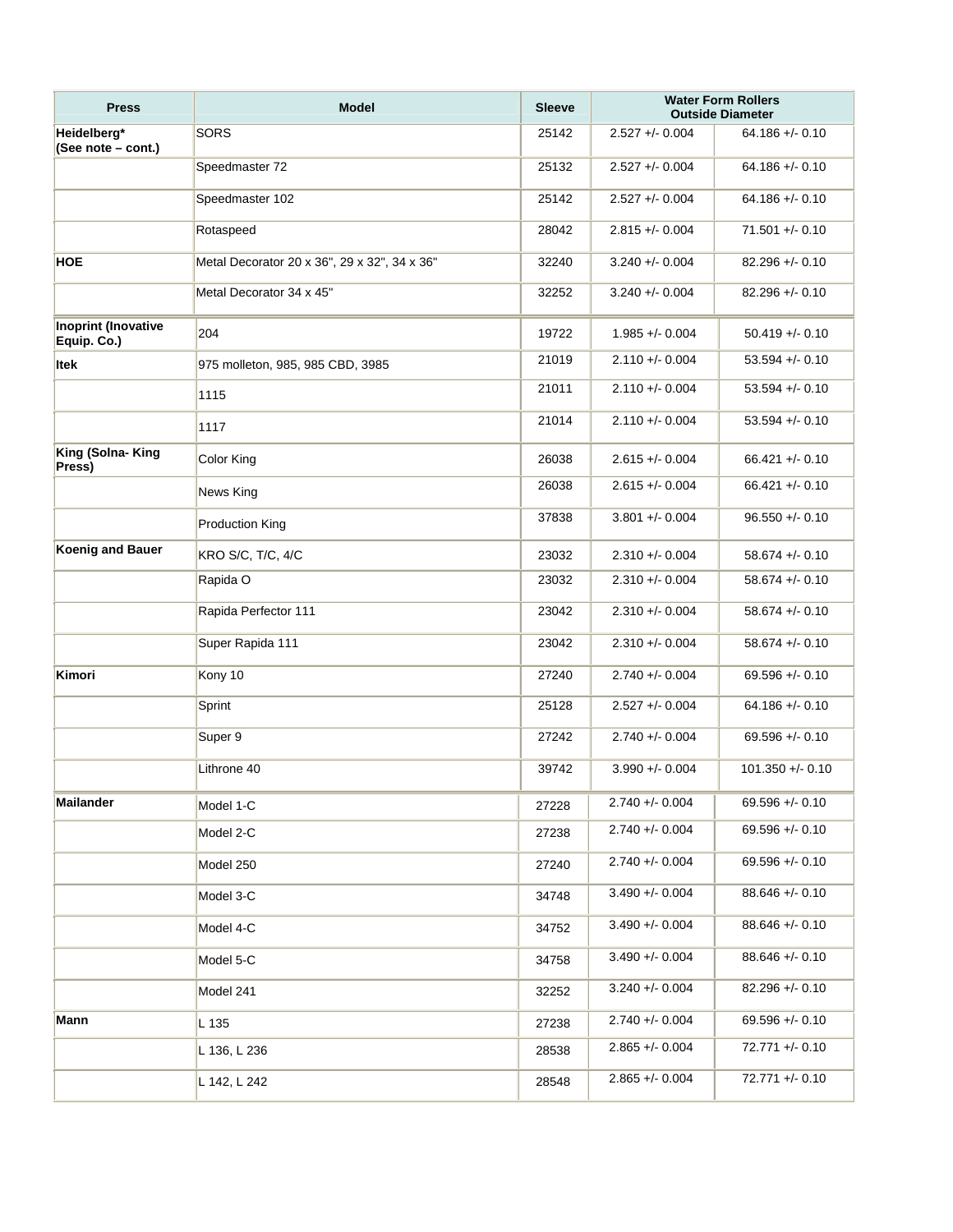| Press | Model | Sleeve | Water Form Rollers Outside Diameter | |
|---|---|---|---|---|
| Heidelberg* (See note – cont.) | SORS | 25142 | 2.527 +/- 0.004 | 64.186 +/- 0.10 |
| | Speedmaster 72 | 25132 | 2.527 +/- 0.004 | 64.186 +/- 0.10 |
| | Speedmaster 102 | 25142 | 2.527 +/- 0.004 | 64.186 +/- 0.10 |
| | Rotaspeed | 28042 | 2.815 +/- 0.004 | 71.501 +/- 0.10 |
| HOE | Metal Decorator 20 x 36", 29 x 32", 34 x 36" | 32240 | 3.240 +/- 0.004 | 82.296 +/- 0.10 |
| | Metal Decorator 34 x 45" | 32252 | 3.240 +/- 0.004 | 82.296 +/- 0.10 |
| Inoprint (Inovative Equip. Co.) | 204 | 19722 | 1.985 +/- 0.004 | 50.419 +/- 0.10 |
| Itek | 975 molleton, 985, 985 CBD, 3985 | 21019 | 2.110 +/- 0.004 | 53.594 +/- 0.10 |
| | 1115 | 21011 | 2.110 +/- 0.004 | 53.594 +/- 0.10 |
| | 1117 | 21014 | 2.110 +/- 0.004 | 53.594 +/- 0.10 |
| King (Solna- King Press) | Color King | 26038 | 2.615 +/- 0.004 | 66.421 +/- 0.10 |
| | News King | 26038 | 2.615 +/- 0.004 | 66.421 +/- 0.10 |
| | Production King | 37838 | 3.801 +/- 0.004 | 96.550 +/- 0.10 |
| Koenig and Bauer | KRO S/C, T/C, 4/C | 23032 | 2.310 +/- 0.004 | 58.674 +/- 0.10 |
| | Rapida O | 23032 | 2.310 +/- 0.004 | 58.674 +/- 0.10 |
| | Rapida Perfector 111 | 23042 | 2.310 +/- 0.004 | 58.674 +/- 0.10 |
| | Super Rapida 111 | 23042 | 2.310 +/- 0.004 | 58.674 +/- 0.10 |
| Kimori | Kony 10 | 27240 | 2.740 +/- 0.004 | 69.596 +/- 0.10 |
| | Sprint | 25128 | 2.527 +/- 0.004 | 64.186 +/- 0.10 |
| | Super 9 | 27242 | 2.740 +/- 0.004 | 69.596 +/- 0.10 |
| | Lithrone 40 | 39742 | 3.990 +/- 0.004 | 101.350 +/- 0.10 |
| Mailander | Model 1-C | 27228 | 2.740 +/- 0.004 | 69.596 +/- 0.10 |
| | Model 2-C | 27238 | 2.740 +/- 0.004 | 69.596 +/- 0.10 |
| | Model 250 | 27240 | 2.740 +/- 0.004 | 69.596 +/- 0.10 |
| | Model 3-C | 34748 | 3.490 +/- 0.004 | 88.646 +/- 0.10 |
| | Model 4-C | 34752 | 3.490 +/- 0.004 | 88.646 +/- 0.10 |
| | Model 5-C | 34758 | 3.490 +/- 0.004 | 88.646 +/- 0.10 |
| | Model 241 | 32252 | 3.240 +/- 0.004 | 82.296 +/- 0.10 |
| Mann | L 135 | 27238 | 2.740 +/- 0.004 | 69.596 +/- 0.10 |
| | L 136, L 236 | 28538 | 2.865 +/- 0.004 | 72.771 +/- 0.10 |
| | L 142, L 242 | 28548 | 2.865 +/- 0.004 | 72.771 +/- 0.10 |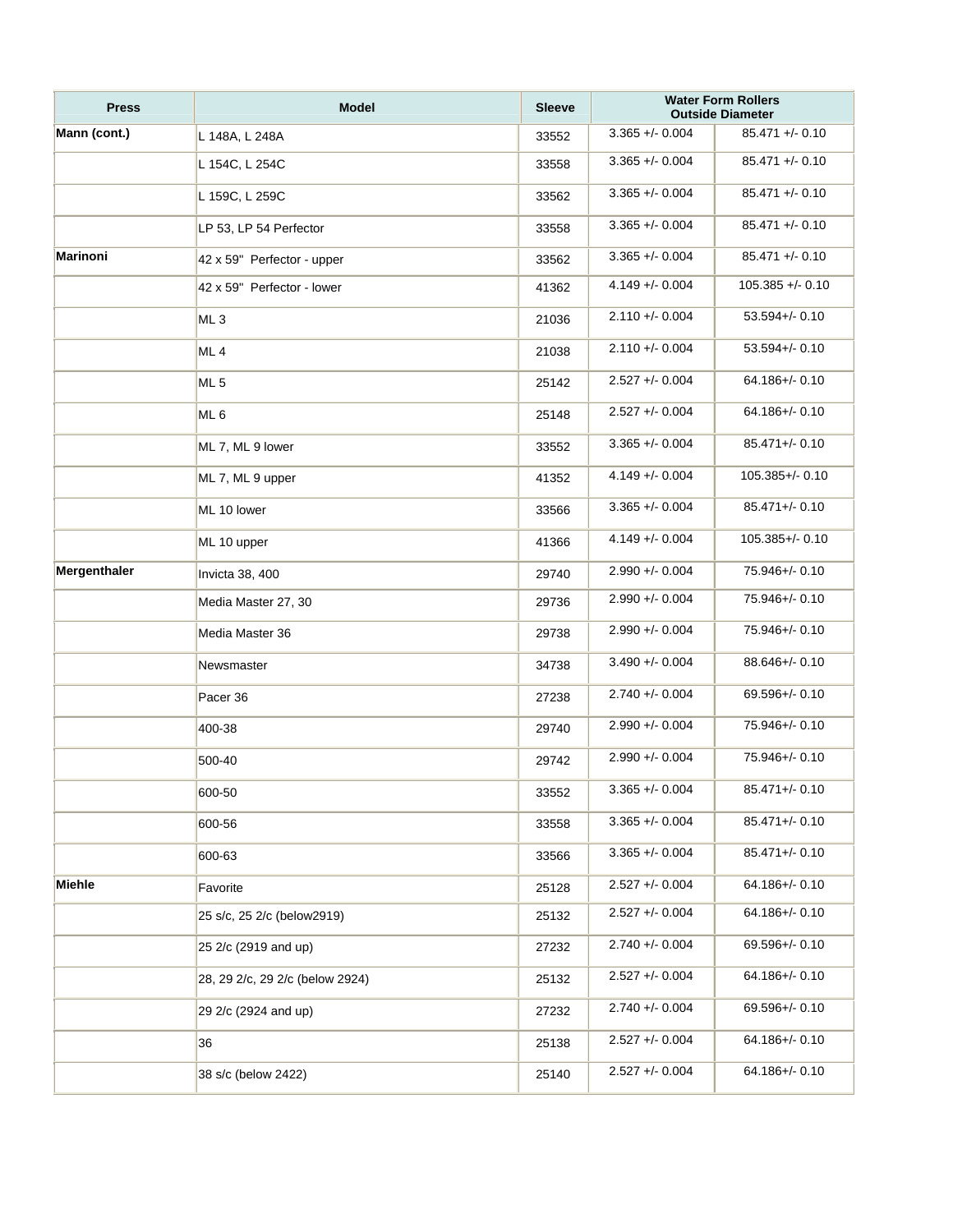| Press | Model | Sleeve | Water Form Rollers Outside Diameter | |
|---|---|---|---|---|
| **Mann (cont.)** | L 148A, L 248A | 33552 | 3.365 +/- 0.004 | 85.471 +/- 0.10 |
| | L 154C, L 254C | 33558 | 3.365 +/- 0.004 | 85.471 +/- 0.10 |
| | L 159C, L 259C | 33562 | 3.365 +/- 0.004 | 85.471 +/- 0.10 |
| | LP 53, LP 54 Perfector | 33558 | 3.365 +/- 0.004 | 85.471 +/- 0.10 |
| **Marinoni** | 42 x 59" Perfector - upper | 33562 | 3.365 +/- 0.004 | 85.471 +/- 0.10 |
| | 42 x 59" Perfector - lower | 41362 | 4.149 +/- 0.004 | 105.385 +/- 0.10 |
| | ML 3 | 21036 | 2.110 +/- 0.004 | 53.594+/- 0.10 |
| | ML 4 | 21038 | 2.110 +/- 0.004 | 53.594+/- 0.10 |
| | ML 5 | 25142 | 2.527 +/- 0.004 | 64.186+/- 0.10 |
| | ML 6 | 25148 | 2.527 +/- 0.004 | 64.186+/- 0.10 |
| | ML 7, ML 9 lower | 33552 | 3.365 +/- 0.004 | 85.471+/- 0.10 |
| | ML 7, ML 9 upper | 41352 | 4.149 +/- 0.004 | 105.385+/- 0.10 |
| | ML 10 lower | 33566 | 3.365 +/- 0.004 | 85.471+/- 0.10 |
| | ML 10 upper | 41366 | 4.149 +/- 0.004 | 105.385+/- 0.10 |
| **Mergenthaler** | Invicta 38, 400 | 29740 | 2.990 +/- 0.004 | 75.946+/- 0.10 |
| | Media Master 27, 30 | 29736 | 2.990 +/- 0.004 | 75.946+/- 0.10 |
| | Media Master 36 | 29738 | 2.990 +/- 0.004 | 75.946+/- 0.10 |
| | Newsmaster | 34738 | 3.490 +/- 0.004 | 88.646+/- 0.10 |
| | Pacer 36 | 27238 | 2.740 +/- 0.004 | 69.596+/- 0.10 |
| | 400-38 | 29740 | 2.990 +/- 0.004 | 75.946+/- 0.10 |
| | 500-40 | 29742 | 2.990 +/- 0.004 | 75.946+/- 0.10 |
| | 600-50 | 33552 | 3.365 +/- 0.004 | 85.471+/- 0.10 |
| | 600-56 | 33558 | 3.365 +/- 0.004 | 85.471+/- 0.10 |
| | 600-63 | 33566 | 3.365 +/- 0.004 | 85.471+/- 0.10 |
| **Miehle** | Favorite | 25128 | 2.527 +/- 0.004 | 64.186+/- 0.10 |
| | 25 s/c, 25 2/c (below2919) | 25132 | 2.527 +/- 0.004 | 64.186+/- 0.10 |
| | 25 2/c (2919 and up) | 27232 | 2.740 +/- 0.004 | 69.596+/- 0.10 |
| | 28, 29 2/c, 29 2/c (below 2924) | 25132 | 2.527 +/- 0.004 | 64.186+/- 0.10 |
| | 29 2/c (2924 and up) | 27232 | 2.740 +/- 0.004 | 69.596+/- 0.10 |
| | 36 | 25138 | 2.527 +/- 0.004 | 64.186+/- 0.10 |
| | 38 s/c (below 2422) | 25140 | 2.527 +/- 0.004 | 64.186+/- 0.10 |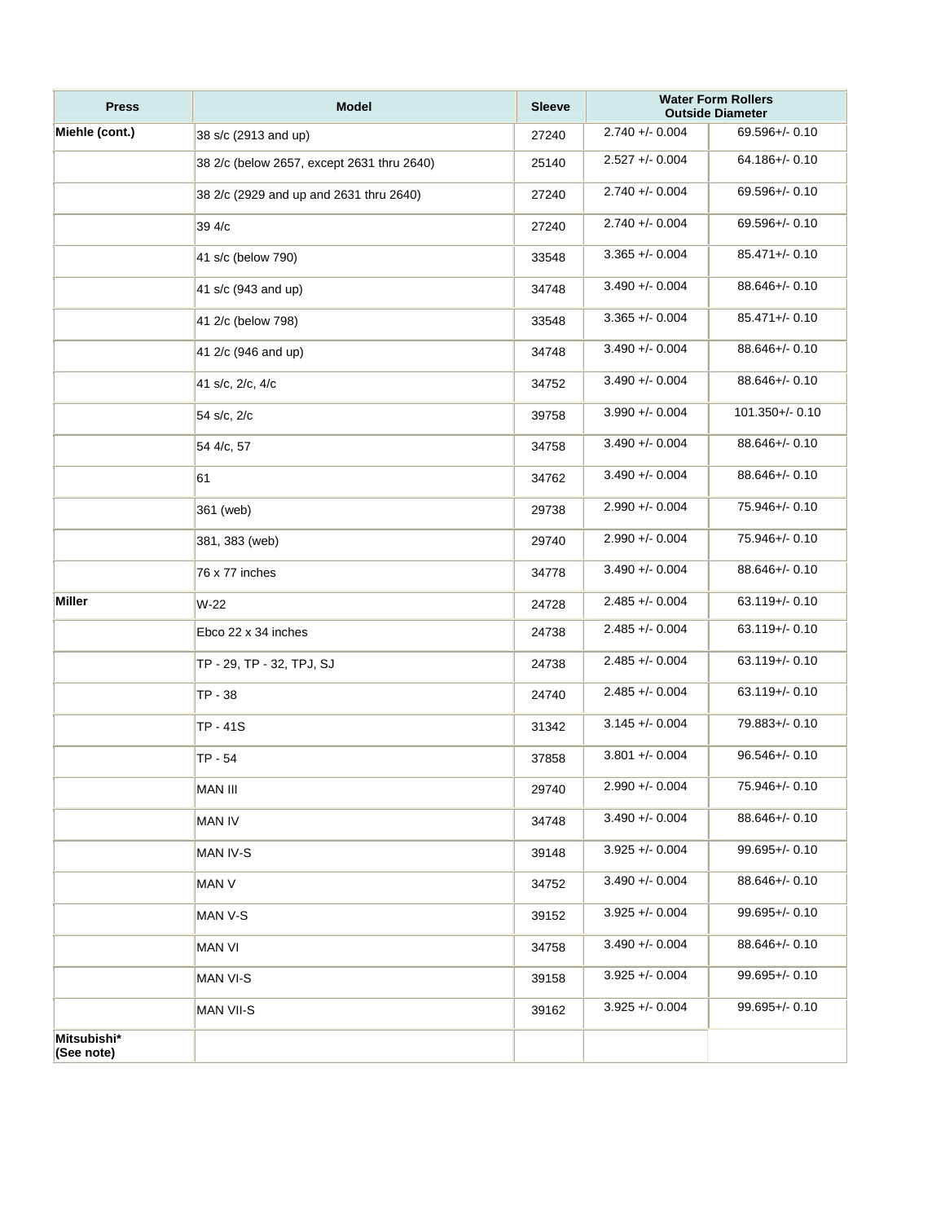| Press | Model | Sleeve | Water Form Rollers Outside Diameter | |
|---|---|---|---|---|
| **Miehle (cont.)** | 38 s/c (2913 and up) | 27240 | 2.740 +/- 0.004 | 69.596+/- 0.10 |
| | 38 2/c (below 2657, except 2631 thru 2640) | 25140 | 2.527 +/- 0.004 | 64.186+/- 0.10 |
| | 38 2/c (2929 and up and 2631 thru 2640) | 27240 | 2.740 +/- 0.004 | 69.596+/- 0.10 |
| | 39 4/c | 27240 | 2.740 +/- 0.004 | 69.596+/- 0.10 |
| | 41 s/c (below 790) | 33548 | 3.365 +/- 0.004 | 85.471+/- 0.10 |
| | 41 s/c (943 and up) | 34748 | 3.490 +/- 0.004 | 88.646+/- 0.10 |
| | 41 2/c (below 798) | 33548 | 3.365 +/- 0.004 | 85.471+/- 0.10 |
| | 41 2/c (946 and up) | 34748 | 3.490 +/- 0.004 | 88.646+/- 0.10 |
| | 41 s/c, 2/c, 4/c | 34752 | 3.490 +/- 0.004 | 88.646+/- 0.10 |
| | 54 s/c, 2/c | 39758 | 3.990 +/- 0.004 | 101.350+/- 0.10 |
| | 54 4/c, 57 | 34758 | 3.490 +/- 0.004 | 88.646+/- 0.10 |
| | 61 | 34762 | 3.490 +/- 0.004 | 88.646+/- 0.10 |
| | 361 (web) | 29738 | 2.990 +/- 0.004 | 75.946+/- 0.10 |
| | 381, 383 (web) | 29740 | 2.990 +/- 0.004 | 75.946+/- 0.10 |
| | 76 x 77 inches | 34778 | 3.490 +/- 0.004 | 88.646+/- 0.10 |
| **Miller** | W-22 | 24728 | 2.485 +/- 0.004 | 63.119+/- 0.10 |
| | Ebco 22 x 34 inches | 24738 | 2.485 +/- 0.004 | 63.119+/- 0.10 |
| | TP - 29, TP - 32, TPJ, SJ | 24738 | 2.485 +/- 0.004 | 63.119+/- 0.10 |
| | TP - 38 | 24740 | 2.485 +/- 0.004 | 63.119+/- 0.10 |
| | TP - 41S | 31342 | 3.145 +/- 0.004 | 79.883+/- 0.10 |
| | TP - 54 | 37858 | 3.801 +/- 0.004 | 96.546+/- 0.10 |
| | MAN III | 29740 | 2.990 +/- 0.004 | 75.946+/- 0.10 |
| | MAN IV | 34748 | 3.490 +/- 0.004 | 88.646+/- 0.10 |
| | MAN IV-S | 39148 | 3.925 +/- 0.004 | 99.695+/- 0.10 |
| | MAN V | 34752 | 3.490 +/- 0.004 | 88.646+/- 0.10 |
| | MAN V-S | 39152 | 3.925 +/- 0.004 | 99.695+/- 0.10 |
| | MAN VI | 34758 | 3.490 +/- 0.004 | 88.646+/- 0.10 |
| | MAN VI-S | 39158 | 3.925 +/- 0.004 | 99.695+/- 0.10 |
| | MAN VII-S | 39162 | 3.925 +/- 0.004 | 99.695+/- 0.10 |
| **Mitsubishi* (See note)** | | | | |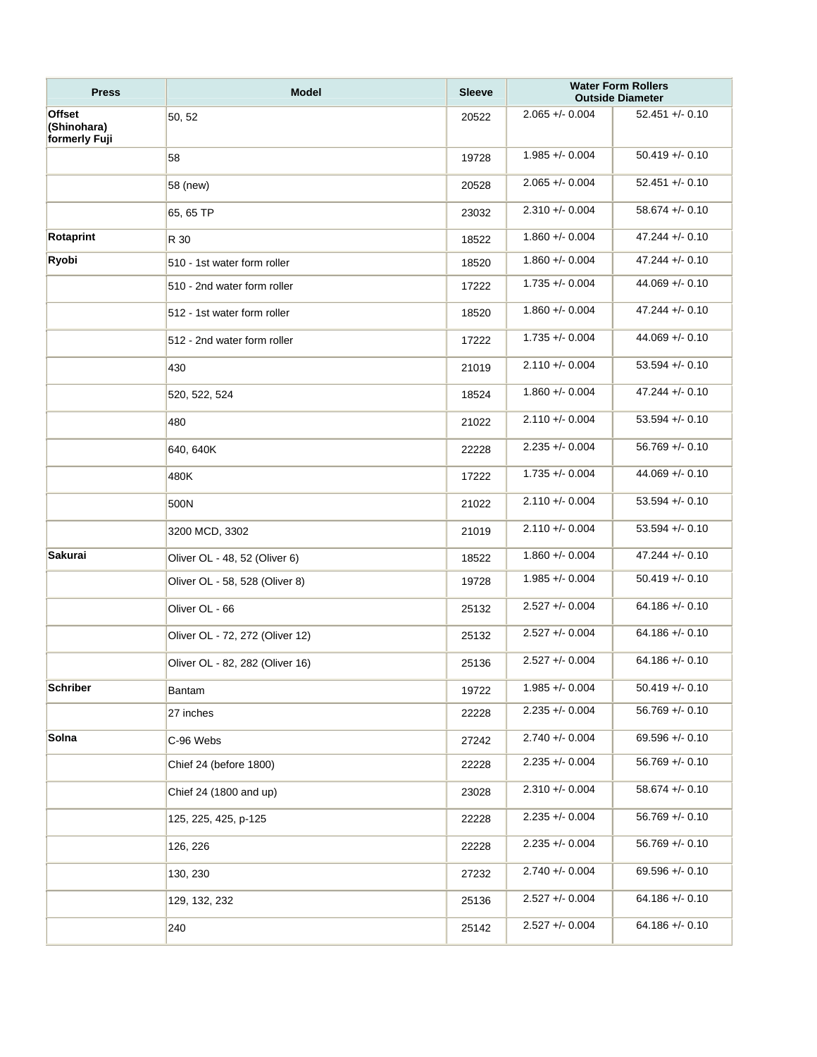| Press | Model | Sleeve | Water Form Rollers Outside Diameter | |
|---|---|---|---|---|
| **Offset (Shinohara) formerly Fuji** | 50, 52 | 20522 | 2.065 +/- 0.004 | 52.451 +/- 0.10 |
| | 58 | 19728 | 1.985 +/- 0.004 | 50.419 +/- 0.10 |
| | 58 (new) | 20528 | 2.065 +/- 0.004 | 52.451 +/- 0.10 |
| | 65, 65 TP | 23032 | 2.310 +/- 0.004 | 58.674 +/- 0.10 |
| **Rotaprint** | R 30 | 18522 | 1.860 +/- 0.004 | 47.244 +/- 0.10 |
| **Ryobi** | 510 - 1st water form roller | 18520 | 1.860 +/- 0.004 | 47.244 +/- 0.10 |
| | 510 - 2nd water form roller | 17222 | 1.735 +/- 0.004 | 44.069 +/- 0.10 |
| | 512 - 1st water form roller | 18520 | 1.860 +/- 0.004 | 47.244 +/- 0.10 |
| | 512 - 2nd water form roller | 17222 | 1.735 +/- 0.004 | 44.069 +/- 0.10 |
| | 430 | 21019 | 2.110 +/- 0.004 | 53.594 +/- 0.10 |
| | 520, 522, 524 | 18524 | 1.860 +/- 0.004 | 47.244 +/- 0.10 |
| | 480 | 21022 | 2.110 +/- 0.004 | 53.594 +/- 0.10 |
| | 640, 640K | 22228 | 2.235 +/- 0.004 | 56.769 +/- 0.10 |
| | 480K | 17222 | 1.735 +/- 0.004 | 44.069 +/- 0.10 |
| | 500N | 21022 | 2.110 +/- 0.004 | 53.594 +/- 0.10 |
| | 3200 MCD, 3302 | 21019 | 2.110 +/- 0.004 | 53.594 +/- 0.10 |
| **Sakurai** | Oliver OL - 48, 52 (Oliver 6) | 18522 | 1.860 +/- 0.004 | 47.244 +/- 0.10 |
| | Oliver OL - 58, 528 (Oliver 8) | 19728 | 1.985 +/- 0.004 | 50.419 +/- 0.10 |
| | Oliver OL - 66 | 25132 | 2.527 +/- 0.004 | 64.186 +/- 0.10 |
| | Oliver OL - 72, 272 (Oliver 12) | 25132 | 2.527 +/- 0.004 | 64.186 +/- 0.10 |
| | Oliver OL - 82, 282 (Oliver 16) | 25136 | 2.527 +/- 0.004 | 64.186 +/- 0.10 |
| **Schriber** | Bantam | 19722 | 1.985 +/- 0.004 | 50.419 +/- 0.10 |
| | 27 inches | 22228 | 2.235 +/- 0.004 | 56.769 +/- 0.10 |
| **Solna** | C-96 Webs | 27242 | 2.740 +/- 0.004 | 69.596 +/- 0.10 |
| | Chief 24 (before 1800) | 22228 | 2.235 +/- 0.004 | 56.769 +/- 0.10 |
| | Chief 24 (1800 and up) | 23028 | 2.310 +/- 0.004 | 58.674 +/- 0.10 |
| | 125, 225, 425, p-125 | 22228 | 2.235 +/- 0.004 | 56.769 +/- 0.10 |
| | 126, 226 | 22228 | 2.235 +/- 0.004 | 56.769 +/- 0.10 |
| | 130, 230 | 27232 | 2.740 +/- 0.004 | 69.596 +/- 0.10 |
| | 129, 132, 232 | 25136 | 2.527 +/- 0.004 | 64.186 +/- 0.10 |
| | 240 | 25142 | 2.527 +/- 0.004 | 64.186 +/- 0.10 |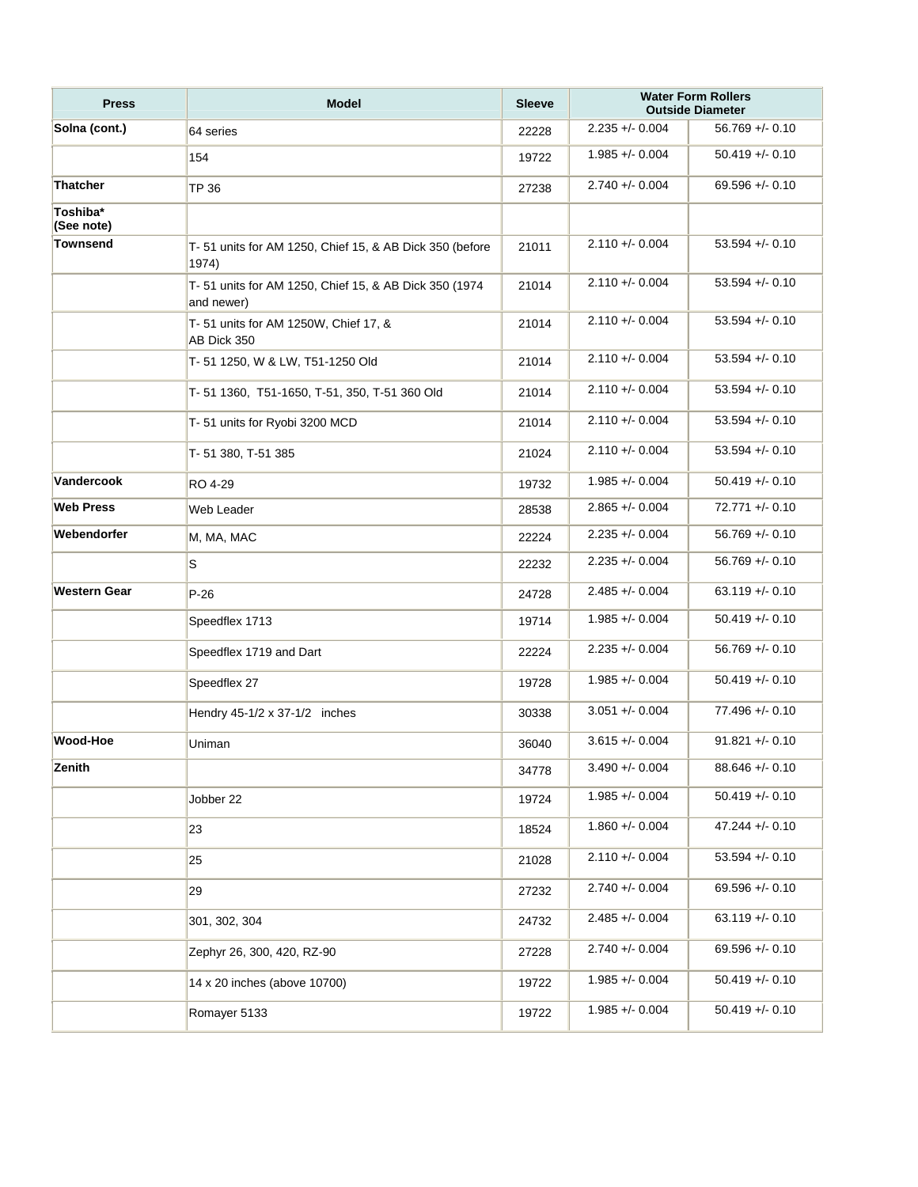| Press | Model | Sleeve | Water Form Rollers Outside Diameter | |
|---|---|---|---|---|
| Solna (cont.) | 64 series | 22228 | 2.235 +/- 0.004 | 56.769 +/- 0.10 |
| | 154 | 19722 | 1.985 +/- 0.004 | 50.419 +/- 0.10 |
| Thatcher | TP 36 | 27238 | 2.740 +/- 0.004 | 69.596 +/- 0.10 |
| Toshiba* (See note) | | | | |
| Townsend | T- 51 units for AM 1250, Chief 15, & AB Dick 350 (before 1974) | 21011 | 2.110 +/- 0.004 | 53.594 +/- 0.10 |
| | T- 51 units for AM 1250, Chief 15, & AB Dick 350 (1974 and newer) | 21014 | 2.110 +/- 0.004 | 53.594 +/- 0.10 |
| | T- 51 units for AM 1250W, Chief 17, & AB Dick 350 | 21014 | 2.110 +/- 0.004 | 53.594 +/- 0.10 |
| | T- 51 1250, W & LW, T51-1250 Old | 21014 | 2.110 +/- 0.004 | 53.594 +/- 0.10 |
| | T- 51 1360, T51-1650, T-51, 350, T-51 360 Old | 21014 | 2.110 +/- 0.004 | 53.594 +/- 0.10 |
| | T- 51 units for Ryobi 3200 MCD | 21014 | 2.110 +/- 0.004 | 53.594 +/- 0.10 |
| | T- 51 380, T-51 385 | 21024 | 2.110 +/- 0.004 | 53.594 +/- 0.10 |
| Vandercook | RO 4-29 | 19732 | 1.985 +/- 0.004 | 50.419 +/- 0.10 |
| Web Press | Web Leader | 28538 | 2.865 +/- 0.004 | 72.771 +/- 0.10 |
| Webendorfer | M, MA, MAC | 22224 | 2.235 +/- 0.004 | 56.769 +/- 0.10 |
| | S | 22232 | 2.235 +/- 0.004 | 56.769 +/- 0.10 |
| Western Gear | P-26 | 24728 | 2.485 +/- 0.004 | 63.119 +/- 0.10 |
| | Speedflex 1713 | 19714 | 1.985 +/- 0.004 | 50.419 +/- 0.10 |
| | Speedflex 1719 and Dart | 22224 | 2.235 +/- 0.004 | 56.769 +/- 0.10 |
| | Speedflex 27 | 19728 | 1.985 +/- 0.004 | 50.419 +/- 0.10 |
| | Hendry 45-1/2 x 37-1/2 inches | 30338 | 3.051 +/- 0.004 | 77.496 +/- 0.10 |
| Wood-Hoe | Uniman | 36040 | 3.615 +/- 0.004 | 91.821 +/- 0.10 |
| Zenith | | 34778 | 3.490 +/- 0.004 | 88.646 +/- 0.10 |
| | Jobber 22 | 19724 | 1.985 +/- 0.004 | 50.419 +/- 0.10 |
| | 23 | 18524 | 1.860 +/- 0.004 | 47.244 +/- 0.10 |
| | 25 | 21028 | 2.110 +/- 0.004 | 53.594 +/- 0.10 |
| | 29 | 27232 | 2.740 +/- 0.004 | 69.596 +/- 0.10 |
| | 301, 302, 304 | 24732 | 2.485 +/- 0.004 | 63.119 +/- 0.10 |
| | Zephyr 26, 300, 420, RZ-90 | 27228 | 2.740 +/- 0.004 | 69.596 +/- 0.10 |
| | 14 x 20 inches (above 10700) | 19722 | 1.985 +/- 0.004 | 50.419 +/- 0.10 |
| | Romayer 5133 | 19722 | 1.985 +/- 0.004 | 50.419 +/- 0.10 |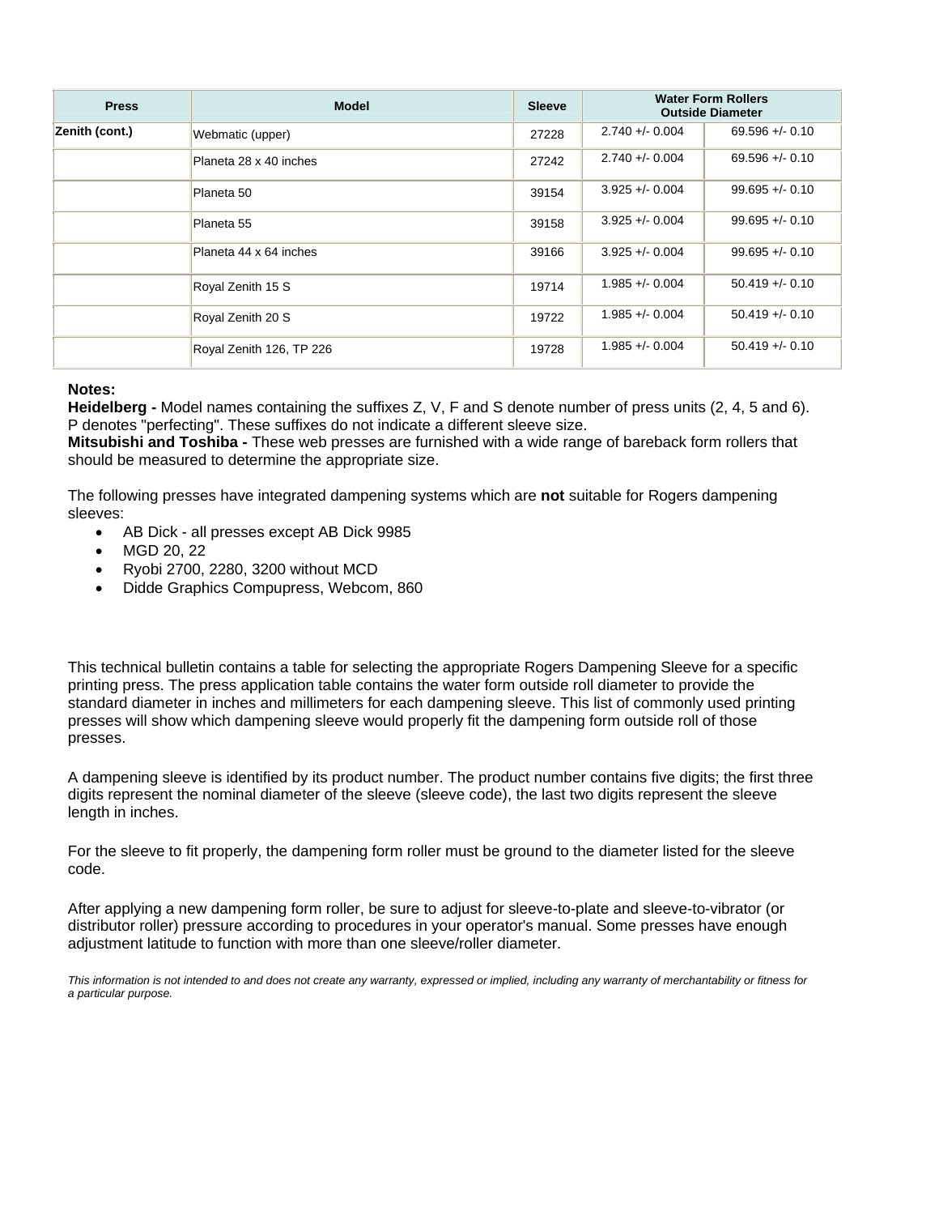| Press | Model | Sleeve | Water Form Rollers Outside Diameter | |
|---|---|---|---|---|
| Zenith (cont.) | Webmatic (upper) | 27228 | 2.740 +/- 0.004 | 69.596 +/- 0.10 |
| | Planeta 28 x 40 inches | 27242 | 2.740 +/- 0.004 | 69.596 +/- 0.10 |
| | Planeta 50 | 39154 | 3.925 +/- 0.004 | 99.695 +/- 0.10 |
| | Planeta 55 | 39158 | 3.925 +/- 0.004 | 99.695 +/- 0.10 |
| | Planeta 44 x 64 inches | 39166 | 3.925 +/- 0.004 | 99.695 +/- 0.10 |
| | Royal Zenith 15 S | 19714 | 1.985 +/- 0.004 | 50.419 +/- 0.10 |
| | Royal Zenith 20 S | 19722 | 1.985 +/- 0.004 | 50.419 +/- 0.10 |
| | Royal Zenith 126, TP 226 | 19728 | 1.985 +/- 0.004 | 50.419 +/- 0.10 |

**Notes:**
**Heidelberg -** Model names containing the suffixes Z, V, F and S denote number of press units (2, 4, 5 and 6). P denotes "perfecting". These suffixes do not indicate a different sleeve size.
**Mitsubishi and Toshiba -** These web presses are furnished with a wide range of bareback form rollers that should be measured to determine the appropriate size.

The following presses have integrated dampening systems which are **not** suitable for Rogers dampening sleeves:

- AB Dick - all presses except AB Dick 9985
- MGD 20, 22
- Ryobi 2700, 2280, 3200 without MCD
- Didde Graphics Compupress, Webcom, 860

This technical bulletin contains a table for selecting the appropriate Rogers Dampening Sleeve for a specific printing press. The press application table contains the water form outside roll diameter to provide the standard diameter in inches and millimeters for each dampening sleeve. This list of commonly used printing presses will show which dampening sleeve would properly fit the dampening form outside roll of those presses.

A dampening sleeve is identified by its product number. The product number contains five digits; the first three digits represent the nominal diameter of the sleeve (sleeve code), the last two digits represent the sleeve length in inches.

For the sleeve to fit properly, the dampening form roller must be ground to the diameter listed for the sleeve code.

After applying a new dampening form roller, be sure to adjust for sleeve-to-plate and sleeve-to-vibrator (or distributor roller) pressure according to procedures in your operator's manual. Some presses have enough adjustment latitude to function with more than one sleeve/roller diameter.

*This information is not intended to and does not create any warranty, expressed or implied, including any warranty of merchantability or fitness for a particular purpose.*